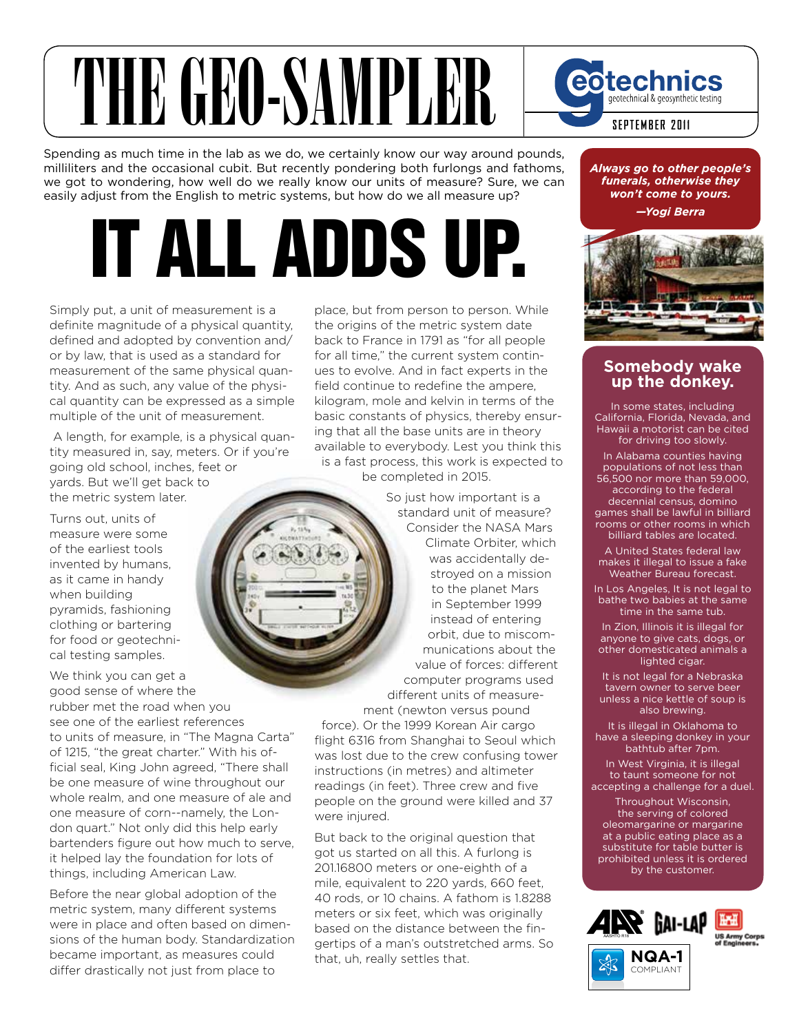# THE GEO-SAMPLER

geotechnics
geotechnical & geosynthetic testing

SEPTEMBER 2011

Spending as much time in the lab as we do, we certainly know our way around pounds, milliliters and the occasional cubit. But recently pondering both furlongs and fathoms, we got to wondering, how well do we really know our units of measure? Sure, we can easily adjust from the English to metric systems, but how do we all measure up?

# IT ALL ADDS UP.

Simply put, a unit of measurement is a definite magnitude of a physical quantity, defined and adopted by convention and/or by law, that is used as a standard for measurement of the same physical quantity. And as such, any value of the physical quantity can be expressed as a simple multiple of the unit of measurement.

A length, for example, is a physical quantity measured in, say, meters. Or if you're going old school, inches, feet or yards. But we'll get back to the metric system later.

Turns out, units of measure were some of the earliest tools invented by humans, as it came in handy when building pyramids, fashioning clothing or bartering for food or geotechnical testing samples.

We think you can get a good sense of where the rubber met the road when you see one of the earliest references to units of measure, in "The Magna Carta" of 1215, "the great charter." With his official seal, King John agreed, "There shall be one measure of wine throughout our whole realm, and one measure of ale and one measure of corn--namely, the London quart." Not only did this help early bartenders figure out how much to serve, it helped lay the foundation for lots of things, including American Law.

Before the near global adoption of the metric system, many different systems were in place and often based on dimensions of the human body. Standardization became important, as measures could differ drastically not just from place to place, but from person to person. While the origins of the metric system date back to France in 1791 as "for all people for all time," the current system continues to evolve. And in fact experts in the field continue to redefine the ampere, kilogram, mole and kelvin in terms of the basic constants of physics, thereby ensuring that all the base units are in theory available to everybody. Lest you think this is a fast process, this work is expected to be completed in 2015.

So just how important is a standard unit of measure? Consider the NASA Mars Climate Orbiter, which was accidentally destroyed on a mission to the planet Mars in September 1999 instead of entering orbit, due to miscommunications about the value of forces: different computer programs used different units of measurement (newton versus pound force). Or the 1999 Korean Air cargo flight 6316 from Shanghai to Seoul which was lost due to the crew confusing tower instructions (in metres) and altimeter readings (in feet). Three crew and five people on the ground were killed and 37 were injured.

But back to the original question that got us started on all this. A furlong is 201.16800 meters or one-eighth of a mile, equivalent to 220 yards, 660 feet, 40 rods, or 10 chains. A fathom is 1.8288 meters or six feet, which was originally based on the distance between the fingertips of a man's outstretched arms. So that, uh, really settles that.

***Always go to other people's funerals, otherwise they won't come to yours.***
***—Yogi Berra***

## Somebody wake up the donkey.

In some states, including California, Florida, Nevada, and Hawaii a motorist can be cited for driving too slowly.

In Alabama counties having populations of not less than 56,500 nor more than 59,000, according to the federal decennial census, domino games shall be lawful in billiard rooms or other rooms in which billiard tables are located.

A United States federal law makes it illegal to issue a fake Weather Bureau forecast.

In Los Angeles, It is not legal to bathe two babies at the same time in the same tub.

In Zion, Illinois it is illegal for anyone to give cats, dogs, or other domesticated animals a lighted cigar.

It is not legal for a Nebraska tavern owner to serve beer unless a nice kettle of soup is also brewing.

It is illegal in Oklahoma to have a sleeping donkey in your bathtub after 7pm.

In West Virginia, it is illegal to taunt someone for not accepting a challenge for a duel.

Throughout Wisconsin, the serving of colored oleomargarine or margarine at a public eating place as a substitute for table butter is prohibited unless it is ordered by the customer.

AASHTO R18 · GAI-LAP · US Army Corps of Engineers · NQA-1 COMPLIANT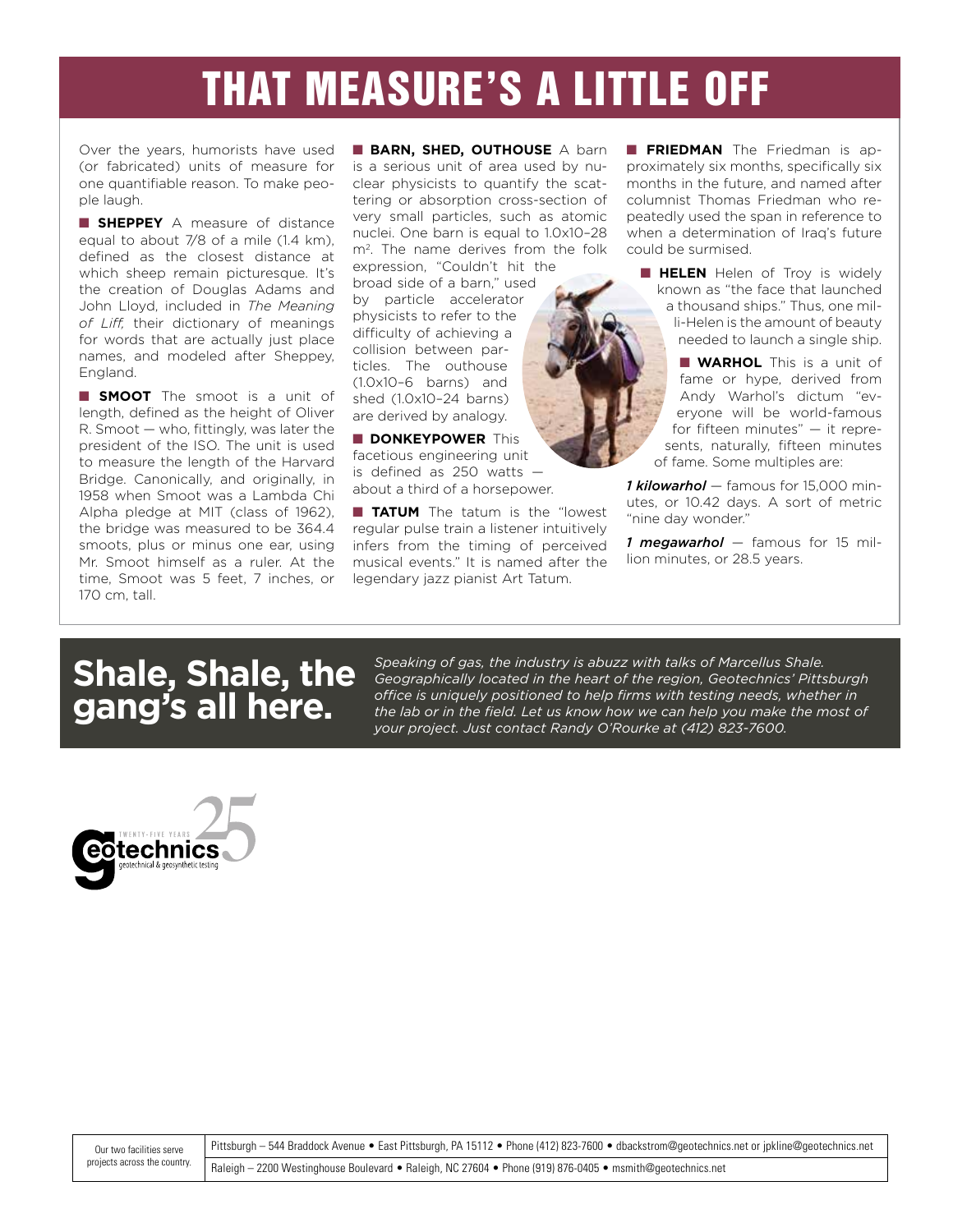# THAT MEASURE'S A LITTLE OFF

Over the years, humorists have used (or fabricated) units of measure for one quantifiable reason. To make people laugh.

■ **SHEPPEY** A measure of distance equal to about 7/8 of a mile (1.4 km), defined as the closest distance at which sheep remain picturesque. It's the creation of Douglas Adams and John Lloyd, included in *The Meaning of Liff,* their dictionary of meanings for words that are actually just place names, and modeled after Sheppey, England.

■ **SMOOT** The smoot is a unit of length, defined as the height of Oliver R. Smoot — who, fittingly, was later the president of the ISO. The unit is used to measure the length of the Harvard Bridge. Canonically, and originally, in 1958 when Smoot was a Lambda Chi Alpha pledge at MIT (class of 1962), the bridge was measured to be 364.4 smoots, plus or minus one ear, using Mr. Smoot himself as a ruler. At the time, Smoot was 5 feet, 7 inches, or 170 cm, tall.

■ **BARN, SHED, OUTHOUSE** A barn is a serious unit of area used by nuclear physicists to quantify the scattering or absorption cross-section of very small particles, such as atomic nuclei. One barn is equal to 1.0x10–28 $m^2$. The name derives from the folk expression, "Couldn't hit the broad side of a barn," used by particle accelerator physicists to refer to the difficulty of achieving a collision between particles. The outhouse (1.0x10–6 barns) and shed (1.0x10–24 barns) are derived by analogy.

■ **DONKEYPOWER** This facetious engineering unit is defined as 250 watts — about a third of a horsepower.

■ **TATUM** The tatum is the "lowest regular pulse train a listener intuitively infers from the timing of perceived musical events." It is named after the legendary jazz pianist Art Tatum.

■ **FRIEDMAN** The Friedman is approximately six months, specifically six months in the future, and named after columnist Thomas Friedman who repeatedly used the span in reference to when a determination of Iraq's future could be surmised.

■ **HELEN** Helen of Troy is widely known as "the face that launched a thousand ships." Thus, one milli-Helen is the amount of beauty needed to launch a single ship.

■ **WARHOL** This is a unit of fame or hype, derived from Andy Warhol's dictum "everyone will be world-famous for fifteen minutes" — it represents, naturally, fifteen minutes of fame. Some multiples are:

***1 kilowarhol*** — famous for 15,000 minutes, or 10.42 days. A sort of metric "nine day wonder."

***1 megawarhol*** — famous for 15 million minutes, or 28.5 years.

## Shale, Shale, the gang's all here.

*Speaking of gas, the industry is abuzz with talks of Marcellus Shale. Geographically located in the heart of the region, Geotechnics' Pittsburgh office is uniquely positioned to help firms with testing needs, whether in the lab or in the field. Let us know how we can help you make the most of your project. Just contact Randy O'Rourke at (412) 823-7600.*

geotechnics — TWENTY-FIVE YEARS 25 — geotechnical & geosynthetic testing

| | |
|---|---|
| Our two facilities serve projects across the country. | Pittsburgh – 544 Braddock Avenue • East Pittsburgh, PA 15112 • Phone (412) 823-7600 • dbackstrom@geotechnics.net or jpkline@geotechnics.net |
| | Raleigh – 2200 Westinghouse Boulevard • Raleigh, NC 27604 • Phone (919) 876-0405 • msmith@geotechnics.net |